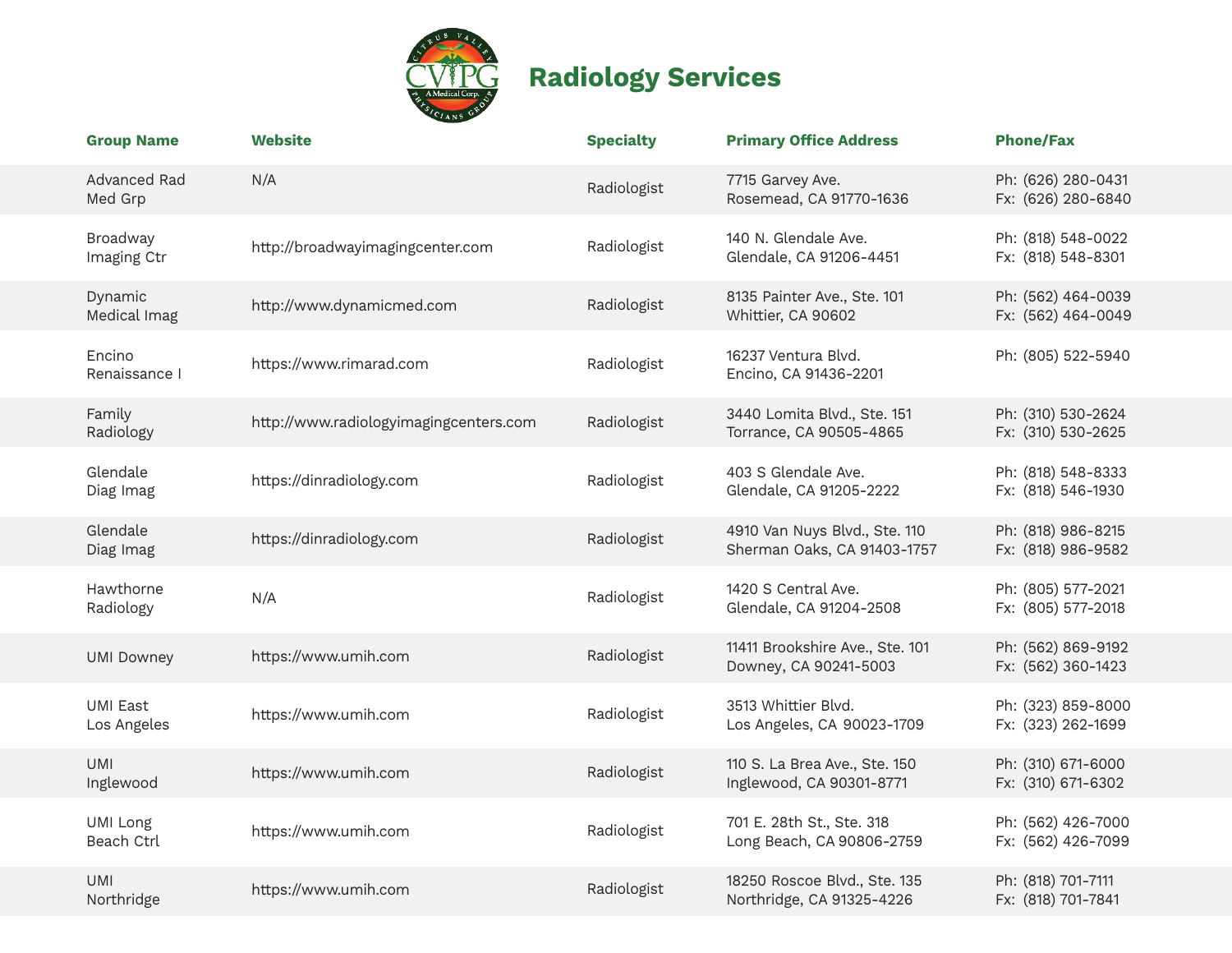# Radiology Services

| Group Name | Website | Specialty | Primary Office Address | Phone/Fax |
|---|---|---|---|---|
| Advanced Rad Med Grp | N/A | Radiologist | 7715 Garvey Ave. Rosemead, CA 91770-1636 | Ph: (626) 280-0431 Fx: (626) 280-6840 |
| Broadway Imaging Ctr | http://broadwayimagingcenter.com | Radiologist | 140 N. Glendale Ave. Glendale, CA 91206-4451 | Ph: (818) 548-0022 Fx: (818) 548-8301 |
| Dynamic Medical Imag | http://www.dynamicmed.com | Radiologist | 8135 Painter Ave., Ste. 101 Whittier, CA 90602 | Ph: (562) 464-0039 Fx: (562) 464-0049 |
| Encino Renaissance I | https://www.rimarad.com | Radiologist | 16237 Ventura Blvd. Encino, CA 91436-2201 | Ph: (805) 522-5940 |
| Family Radiology | http://www.radiologyimagingcenters.com | Radiologist | 3440 Lomita Blvd., Ste. 151 Torrance, CA 90505-4865 | Ph: (310) 530-2624 Fx: (310) 530-2625 |
| Glendale Diag Imag | https://dinradiology.com | Radiologist | 403 S Glendale Ave. Glendale, CA 91205-2222 | Ph: (818) 548-8333 Fx: (818) 546-1930 |
| Glendale Diag Imag | https://dinradiology.com | Radiologist | 4910 Van Nuys Blvd., Ste. 110 Sherman Oaks, CA 91403-1757 | Ph: (818) 986-8215 Fx: (818) 986-9582 |
| Hawthorne Radiology | N/A | Radiologist | 1420 S Central Ave. Glendale, CA 91204-2508 | Ph: (805) 577-2021 Fx: (805) 577-2018 |
| UMI Downey | https://www.umih.com | Radiologist | 11411 Brookshire Ave., Ste. 101 Downey, CA 90241-5003 | Ph: (562) 869-9192 Fx: (562) 360-1423 |
| UMI East Los Angeles | https://www.umih.com | Radiologist | 3513 Whittier Blvd. Los Angeles, CA 90023-1709 | Ph: (323) 859-8000 Fx: (323) 262-1699 |
| UMI Inglewood | https://www.umih.com | Radiologist | 110 S. La Brea Ave., Ste. 150 Inglewood, CA 90301-8771 | Ph: (310) 671-6000 Fx: (310) 671-6302 |
| UMI Long Beach Ctrl | https://www.umih.com | Radiologist | 701 E. 28th St., Ste. 318 Long Beach, CA 90806-2759 | Ph: (562) 426-7000 Fx: (562) 426-7099 |
| UMI Northridge | https://www.umih.com | Radiologist | 18250 Roscoe Blvd., Ste. 135 Northridge, CA 91325-4226 | Ph: (818) 701-7111 Fx: (818) 701-7841 |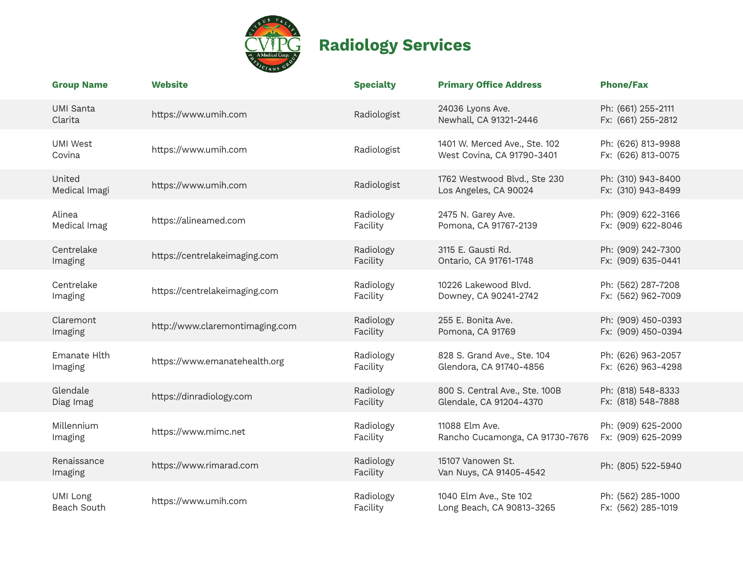# Radiology Services

| Group Name | Website | Specialty | Primary Office Address | Phone/Fax |
|---|---|---|---|---|
| UMI Santa Clarita | https://www.umih.com | Radiologist | 24036 Lyons Ave.<br>Newhall, CA 91321-2446 | Ph: (661) 255-2111<br>Fx: (661) 255-2812 |
| UMI West Covina | https://www.umih.com | Radiologist | 1401 W. Merced Ave., Ste. 102<br>West Covina, CA 91790-3401 | Ph: (626) 813-9988<br>Fx: (626) 813-0075 |
| United Medical Imagi | https://www.umih.com | Radiologist | 1762 Westwood Blvd., Ste 230<br>Los Angeles, CA 90024 | Ph: (310) 943-8400<br>Fx: (310) 943-8499 |
| Alinea Medical Imag | https://alineamed.com | Radiology Facility | 2475 N. Garey Ave.<br>Pomona, CA 91767-2139 | Ph: (909) 622-3166<br>Fx: (909) 622-8046 |
| Centrelake Imaging | https://centrelakeimaging.com | Radiology Facility | 3115 E. Gausti Rd.<br>Ontario, CA 91761-1748 | Ph: (909) 242-7300<br>Fx: (909) 635-0441 |
| Centrelake Imaging | https://centrelakeimaging.com | Radiology Facility | 10226 Lakewood Blvd.<br>Downey, CA 90241-2742 | Ph: (562) 287-7208<br>Fx: (562) 962-7009 |
| Claremont Imaging | http://www.claremontimaging.com | Radiology Facility | 255 E. Bonita Ave.<br>Pomona, CA 91769 | Ph: (909) 450-0393<br>Fx: (909) 450-0394 |
| Emanate Hlth Imaging | https://www.emanatehealth.org | Radiology Facility | 828 S. Grand Ave., Ste. 104<br>Glendora, CA 91740-4856 | Ph: (626) 963-2057<br>Fx: (626) 963-4298 |
| Glendale Diag Imag | https://dinradiology.com | Radiology Facility | 800 S. Central Ave., Ste. 100B<br>Glendale, CA 91204-4370 | Ph: (818) 548-8333<br>Fx: (818) 548-7888 |
| Millennium Imaging | https://www.mimc.net | Radiology Facility | 11088 Elm Ave.<br>Rancho Cucamonga, CA 91730-7676 | Ph: (909) 625-2000<br>Fx: (909) 625-2099 |
| Renaissance Imaging | https://www.rimarad.com | Radiology Facility | 15107 Vanowen St.<br>Van Nuys, CA 91405-4542 | Ph: (805) 522-5940 |
| UMI Long Beach South | https://www.umih.com | Radiology Facility | 1040 Elm Ave., Ste 102<br>Long Beach, CA 90813-3265 | Ph: (562) 285-1000<br>Fx: (562) 285-1019 |